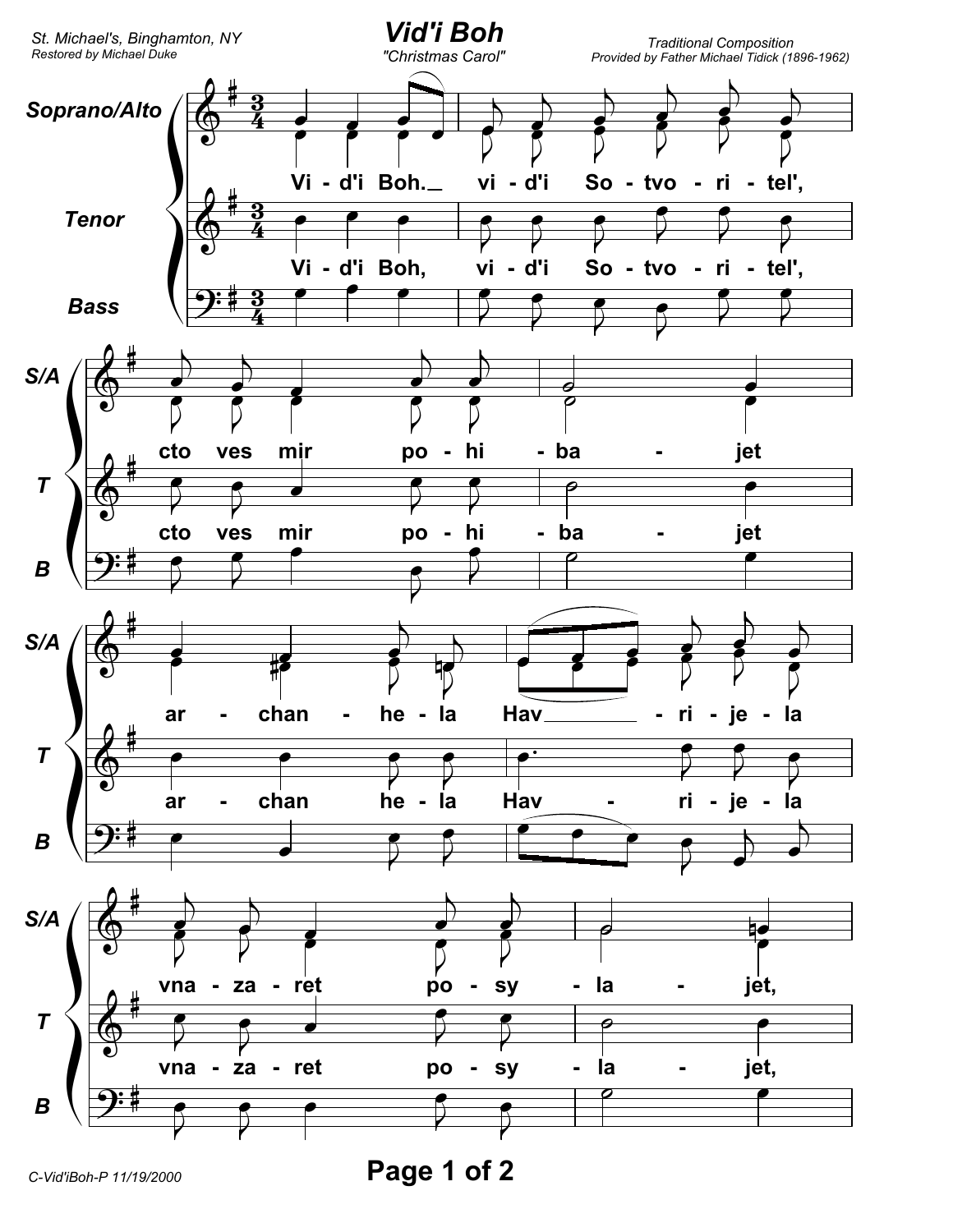St. Michael's, Binghamton, NY
Restored by Michael Duke

# Vid'i Boh

*"Christmas Carol"*

Traditional Composition
Provided by Father Michael Tidick (1896-1962)

**Soprano/Alto**

Vi - d'i Boh.\_ vi - d'i So - tvo - ri - tel',

cto ves mir po - hi - ba - jet

ar - chan - he - la Hav\_\_\_\_ - ri - je - la

vna - za - ret po - sy - la - jet,

**Tenor**

Vi - d'i Boh, vi - d'i So - tvo - ri - tel',

cto ves mir po - hi - ba - jet

ar - chan he - la Hav - ri - je - la

vna - za - ret po - sy - la - jet,

**Bass**

C-Vid'iBoh-P 11/19/2000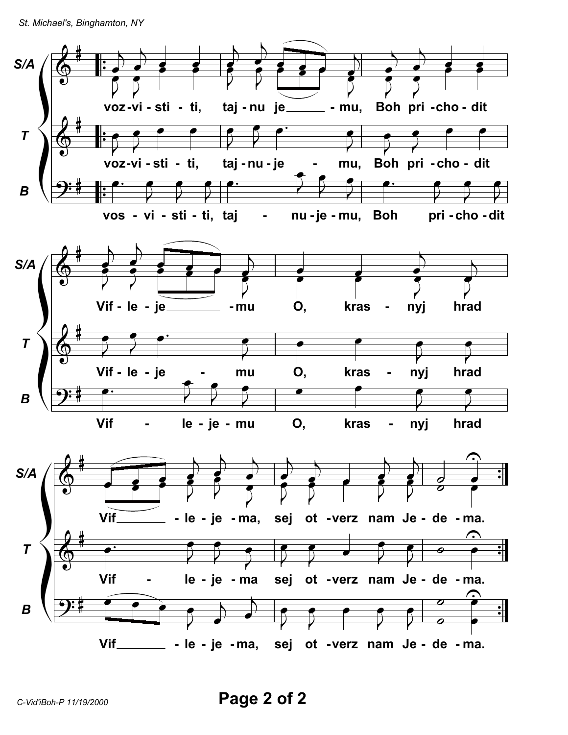S/A: voz-vi-sti-ti, taj-nu je___-mu, Boh pri-cho-dit

T: voz-vi-sti-ti, taj-nu-je - mu, Boh pri-cho-dit

B: vos-vi-sti-ti, taj - nu-je-mu, Boh pri-cho-dit

S/A: Vif-le-je___-mu O, kras-nyj hrad

T: Vif-le-je - mu O, kras-nyj hrad

B: Vif - le-je-mu O, kras-nyj hrad

S/A: Vif___-le-je-ma, sej ot-verz nam Je-de-ma.

T: Vif - le-je-ma sej ot-verz nam Je-de-ma.

B: Vif___-le-je-ma, sej ot-verz nam Je-de-ma.